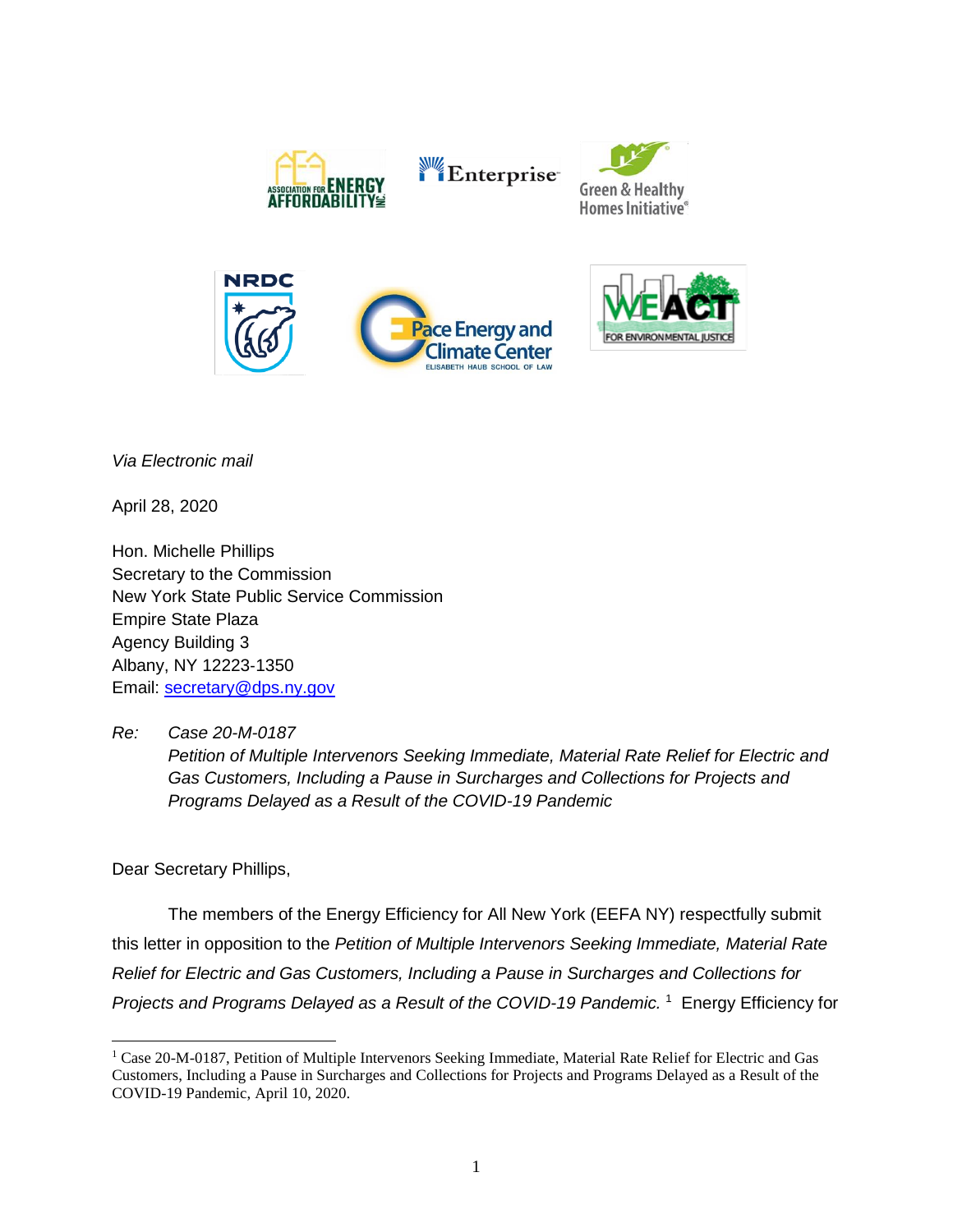*Via Electronic mail*

April 28, 2020

Hon. Michelle Phillips
Secretary to the Commission
New York State Public Service Commission
Empire State Plaza
Agency Building 3
Albany, NY 12223-1350
Email: secretary@dps.ny.gov

*Re: Case 20-M-0187*
*Petition of Multiple Intervenors Seeking Immediate, Material Rate Relief for Electric and Gas Customers, Including a Pause in Surcharges and Collections for Projects and Programs Delayed as a Result of the COVID-19 Pandemic*

Dear Secretary Phillips,

The members of the Energy Efficiency for All New York (EEFA NY) respectfully submit this letter in opposition to the *Petition of Multiple Intervenors Seeking Immediate, Material Rate Relief for Electric and Gas Customers, Including a Pause in Surcharges and Collections for Projects and Programs Delayed as a Result of the COVID-19 Pandemic.* [1] Energy Efficiency for

[1] Case 20-M-0187, Petition of Multiple Intervenors Seeking Immediate, Material Rate Relief for Electric and Gas Customers, Including a Pause in Surcharges and Collections for Projects and Programs Delayed as a Result of the COVID-19 Pandemic, April 10, 2020.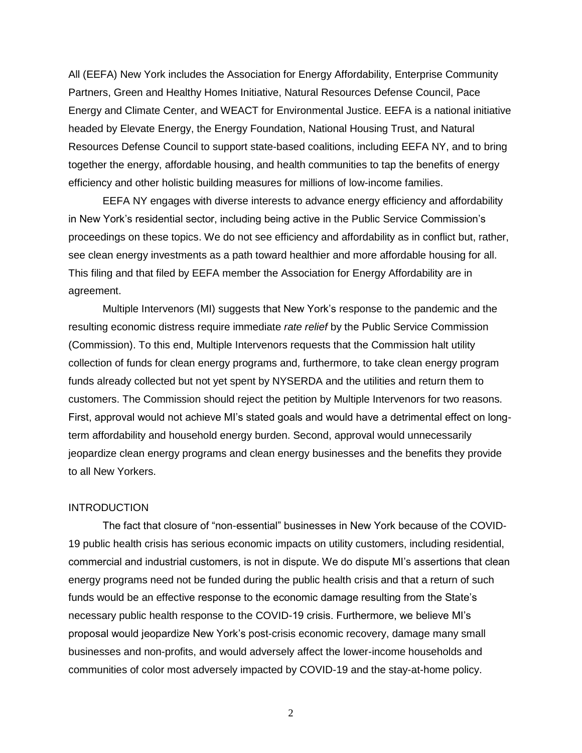All (EEFA) New York includes the Association for Energy Affordability, Enterprise Community Partners, Green and Healthy Homes Initiative, Natural Resources Defense Council, Pace Energy and Climate Center, and WEACT for Environmental Justice. EEFA is a national initiative headed by Elevate Energy, the Energy Foundation, National Housing Trust, and Natural Resources Defense Council to support state-based coalitions, including EEFA NY, and to bring together the energy, affordable housing, and health communities to tap the benefits of energy efficiency and other holistic building measures for millions of low-income families.

EEFA NY engages with diverse interests to advance energy efficiency and affordability in New York's residential sector, including being active in the Public Service Commission's proceedings on these topics. We do not see efficiency and affordability as in conflict but, rather, see clean energy investments as a path toward healthier and more affordable housing for all. This filing and that filed by EEFA member the Association for Energy Affordability are in agreement.

Multiple Intervenors (MI) suggests that New York's response to the pandemic and the resulting economic distress require immediate *rate relief* by the Public Service Commission (Commission). To this end, Multiple Intervenors requests that the Commission halt utility collection of funds for clean energy programs and, furthermore, to take clean energy program funds already collected but not yet spent by NYSERDA and the utilities and return them to customers. The Commission should reject the petition by Multiple Intervenors for two reasons. First, approval would not achieve MI's stated goals and would have a detrimental effect on long-term affordability and household energy burden. Second, approval would unnecessarily jeopardize clean energy programs and clean energy businesses and the benefits they provide to all New Yorkers.

## INTRODUCTION

The fact that closure of "non-essential" businesses in New York because of the COVID-19 public health crisis has serious economic impacts on utility customers, including residential, commercial and industrial customers, is not in dispute. We do dispute MI's assertions that clean energy programs need not be funded during the public health crisis and that a return of such funds would be an effective response to the economic damage resulting from the State's necessary public health response to the COVID-19 crisis. Furthermore, we believe MI's proposal would jeopardize New York's post-crisis economic recovery, damage many small businesses and non-profits, and would adversely affect the lower-income households and communities of color most adversely impacted by COVID-19 and the stay-at-home policy.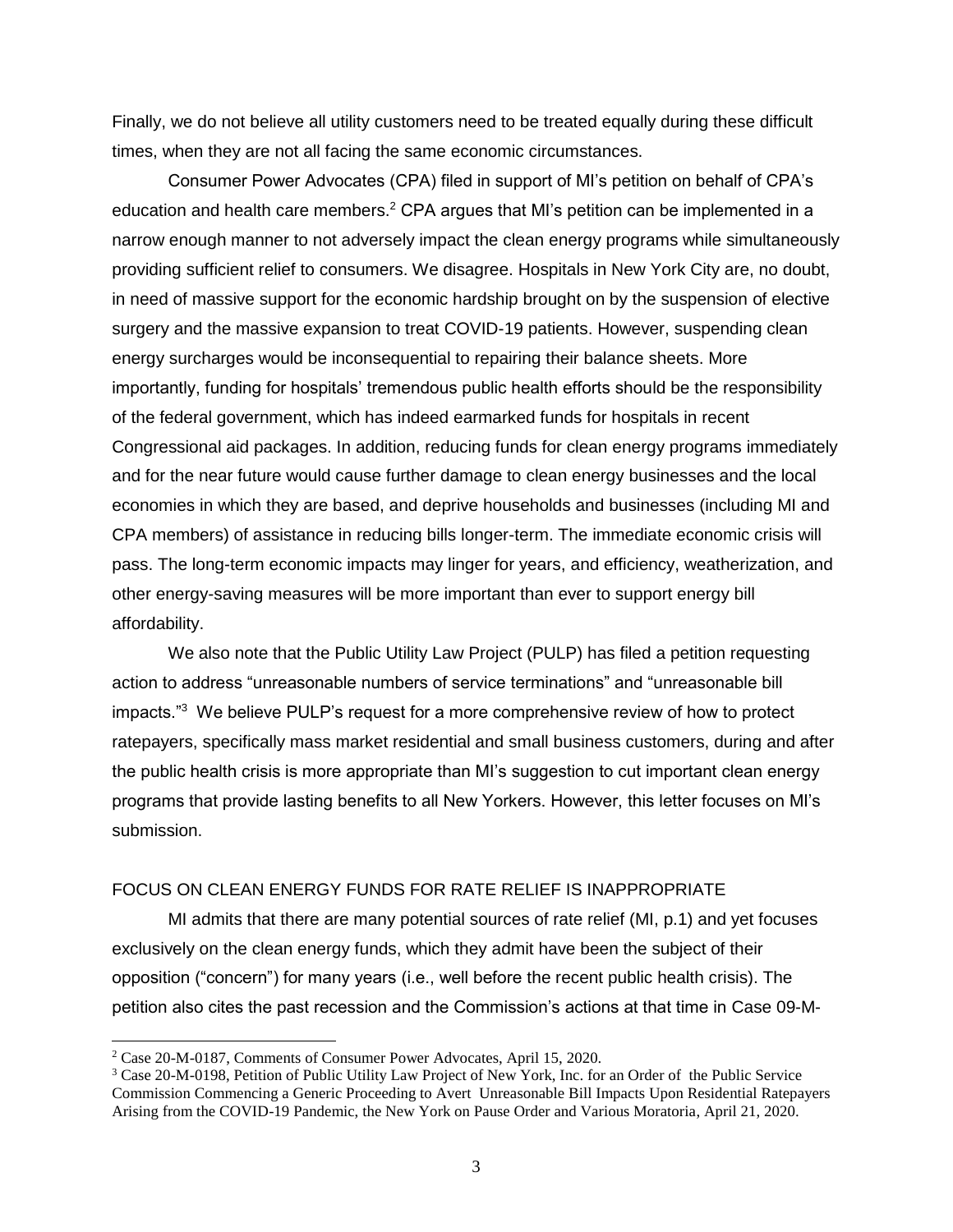Finally, we do not believe all utility customers need to be treated equally during these difficult times, when they are not all facing the same economic circumstances.

Consumer Power Advocates (CPA) filed in support of MI's petition on behalf of CPA's education and health care members.[2] CPA argues that MI's petition can be implemented in a narrow enough manner to not adversely impact the clean energy programs while simultaneously providing sufficient relief to consumers. We disagree. Hospitals in New York City are, no doubt, in need of massive support for the economic hardship brought on by the suspension of elective surgery and the massive expansion to treat COVID-19 patients. However, suspending clean energy surcharges would be inconsequential to repairing their balance sheets. More importantly, funding for hospitals' tremendous public health efforts should be the responsibility of the federal government, which has indeed earmarked funds for hospitals in recent Congressional aid packages. In addition, reducing funds for clean energy programs immediately and for the near future would cause further damage to clean energy businesses and the local economies in which they are based, and deprive households and businesses (including MI and CPA members) of assistance in reducing bills longer-term. The immediate economic crisis will pass. The long-term economic impacts may linger for years, and efficiency, weatherization, and other energy-saving measures will be more important than ever to support energy bill affordability.

We also note that the Public Utility Law Project (PULP) has filed a petition requesting action to address "unreasonable numbers of service terminations" and "unreasonable bill impacts."[3] We believe PULP's request for a more comprehensive review of how to protect ratepayers, specifically mass market residential and small business customers, during and after the public health crisis is more appropriate than MI's suggestion to cut important clean energy programs that provide lasting benefits to all New Yorkers. However, this letter focuses on MI's submission.

## FOCUS ON CLEAN ENERGY FUNDS FOR RATE RELIEF IS INAPPROPRIATE

MI admits that there are many potential sources of rate relief (MI, p.1) and yet focuses exclusively on the clean energy funds, which they admit have been the subject of their opposition ("concern") for many years (i.e., well before the recent public health crisis). The petition also cites the past recession and the Commission's actions at that time in Case 09-M-

---

[2] Case 20-M-0187, Comments of Consumer Power Advocates, April 15, 2020.

[3] Case 20-M-0198, Petition of Public Utility Law Project of New York, Inc. for an Order of the Public Service Commission Commencing a Generic Proceeding to Avert Unreasonable Bill Impacts Upon Residential Ratepayers Arising from the COVID-19 Pandemic, the New York on Pause Order and Various Moratoria, April 21, 2020.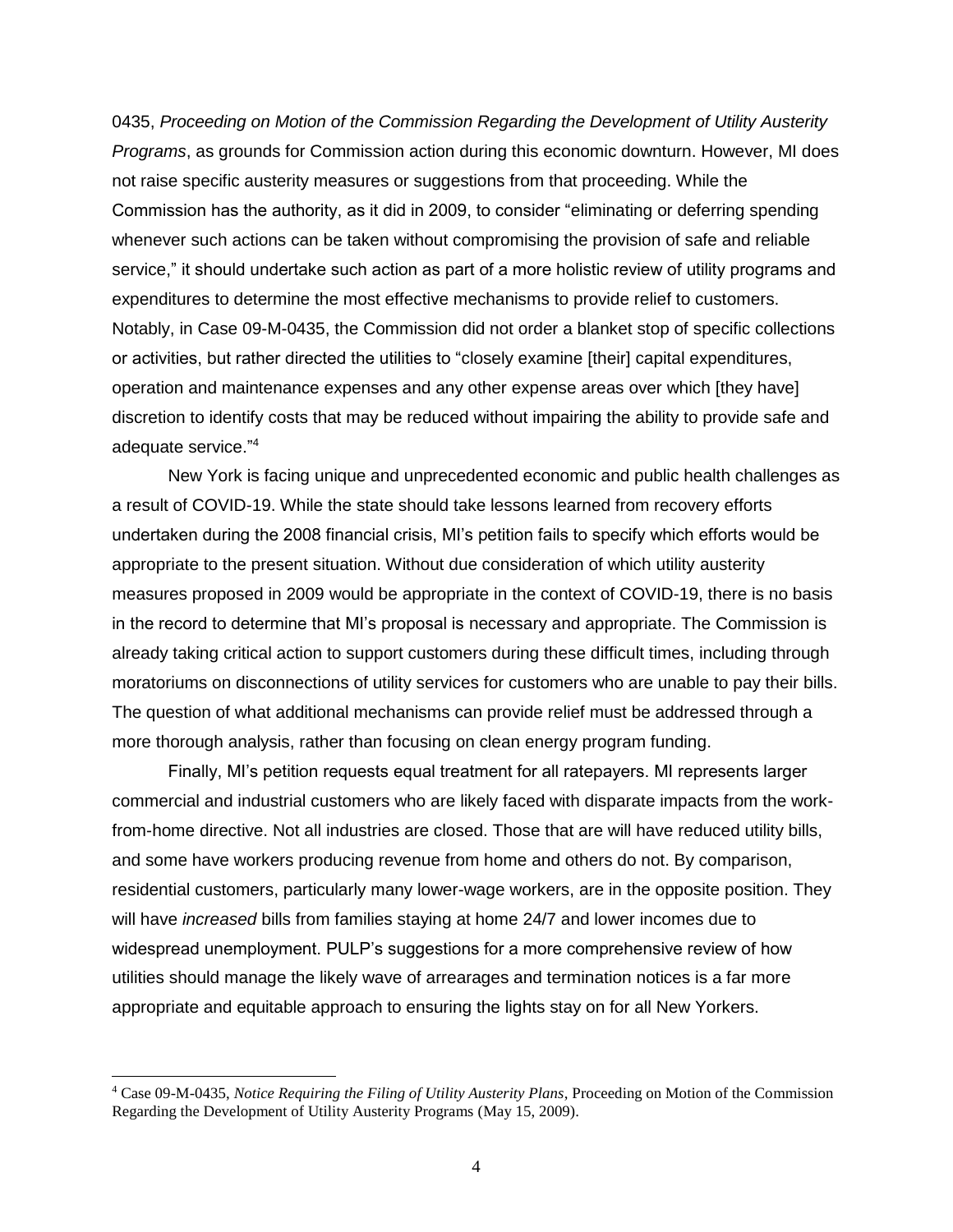0435, *Proceeding on Motion of the Commission Regarding the Development of Utility Austerity Programs*, as grounds for Commission action during this economic downturn. However, MI does not raise specific austerity measures or suggestions from that proceeding. While the Commission has the authority, as it did in 2009, to consider "eliminating or deferring spending whenever such actions can be taken without compromising the provision of safe and reliable service," it should undertake such action as part of a more holistic review of utility programs and expenditures to determine the most effective mechanisms to provide relief to customers. Notably, in Case 09-M-0435, the Commission did not order a blanket stop of specific collections or activities, but rather directed the utilities to "closely examine [their] capital expenditures, operation and maintenance expenses and any other expense areas over which [they have] discretion to identify costs that may be reduced without impairing the ability to provide safe and adequate service."[4]

New York is facing unique and unprecedented economic and public health challenges as a result of COVID-19. While the state should take lessons learned from recovery efforts undertaken during the 2008 financial crisis, MI's petition fails to specify which efforts would be appropriate to the present situation. Without due consideration of which utility austerity measures proposed in 2009 would be appropriate in the context of COVID-19, there is no basis in the record to determine that MI's proposal is necessary and appropriate. The Commission is already taking critical action to support customers during these difficult times, including through moratoriums on disconnections of utility services for customers who are unable to pay their bills. The question of what additional mechanisms can provide relief must be addressed through a more thorough analysis, rather than focusing on clean energy program funding.

Finally, MI's petition requests equal treatment for all ratepayers. MI represents larger commercial and industrial customers who are likely faced with disparate impacts from the work-from-home directive. Not all industries are closed. Those that are will have reduced utility bills, and some have workers producing revenue from home and others do not. By comparison, residential customers, particularly many lower-wage workers, are in the opposite position. They will have *increased* bills from families staying at home 24/7 and lower incomes due to widespread unemployment. PULP's suggestions for a more comprehensive review of how utilities should manage the likely wave of arrearages and termination notices is a far more appropriate and equitable approach to ensuring the lights stay on for all New Yorkers.

---

[4] Case 09-M-0435, *Notice Requiring the Filing of Utility Austerity Plans*, Proceeding on Motion of the Commission Regarding the Development of Utility Austerity Programs (May 15, 2009).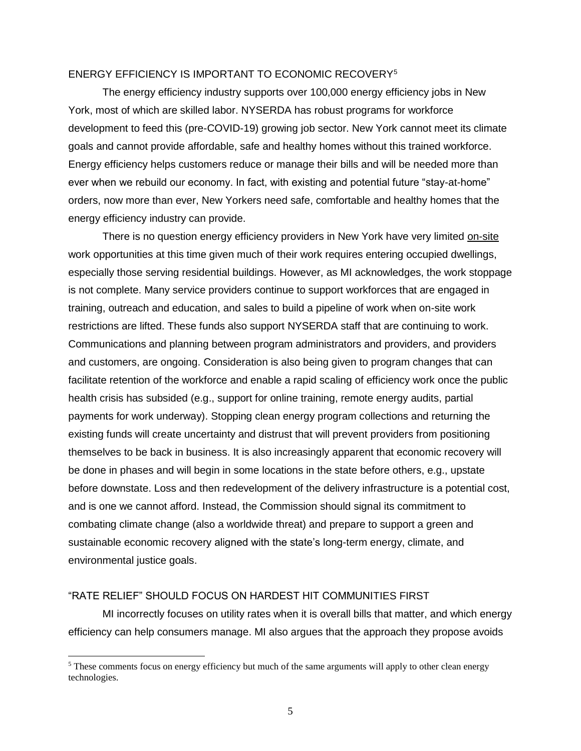## ENERGY EFFICIENCY IS IMPORTANT TO ECONOMIC RECOVERY[5]

The energy efficiency industry supports over 100,000 energy efficiency jobs in New York, most of which are skilled labor. NYSERDA has robust programs for workforce development to feed this (pre-COVID-19) growing job sector. New York cannot meet its climate goals and cannot provide affordable, safe and healthy homes without this trained workforce. Energy efficiency helps customers reduce or manage their bills and will be needed more than ever when we rebuild our economy. In fact, with existing and potential future "stay-at-home" orders, now more than ever, New Yorkers need safe, comfortable and healthy homes that the energy efficiency industry can provide.

There is no question energy efficiency providers in New York have very limited <u>on-site</u> work opportunities at this time given much of their work requires entering occupied dwellings, especially those serving residential buildings. However, as MI acknowledges, the work stoppage is not complete. Many service providers continue to support workforces that are engaged in training, outreach and education, and sales to build a pipeline of work when on-site work restrictions are lifted. These funds also support NYSERDA staff that are continuing to work. Communications and planning between program administrators and providers, and providers and customers, are ongoing. Consideration is also being given to program changes that can facilitate retention of the workforce and enable a rapid scaling of efficiency work once the public health crisis has subsided (e.g., support for online training, remote energy audits, partial payments for work underway). Stopping clean energy program collections and returning the existing funds will create uncertainty and distrust that will prevent providers from positioning themselves to be back in business. It is also increasingly apparent that economic recovery will be done in phases and will begin in some locations in the state before others, e.g., upstate before downstate. Loss and then redevelopment of the delivery infrastructure is a potential cost, and is one we cannot afford. Instead, the Commission should signal its commitment to combating climate change (also a worldwide threat) and prepare to support a green and sustainable economic recovery aligned with the state's long-term energy, climate, and environmental justice goals.

## "RATE RELIEF" SHOULD FOCUS ON HARDEST HIT COMMUNITIES FIRST

MI incorrectly focuses on utility rates when it is overall bills that matter, and which energy efficiency can help consumers manage. MI also argues that the approach they propose avoids

---

[5] These comments focus on energy efficiency but much of the same arguments will apply to other clean energy technologies.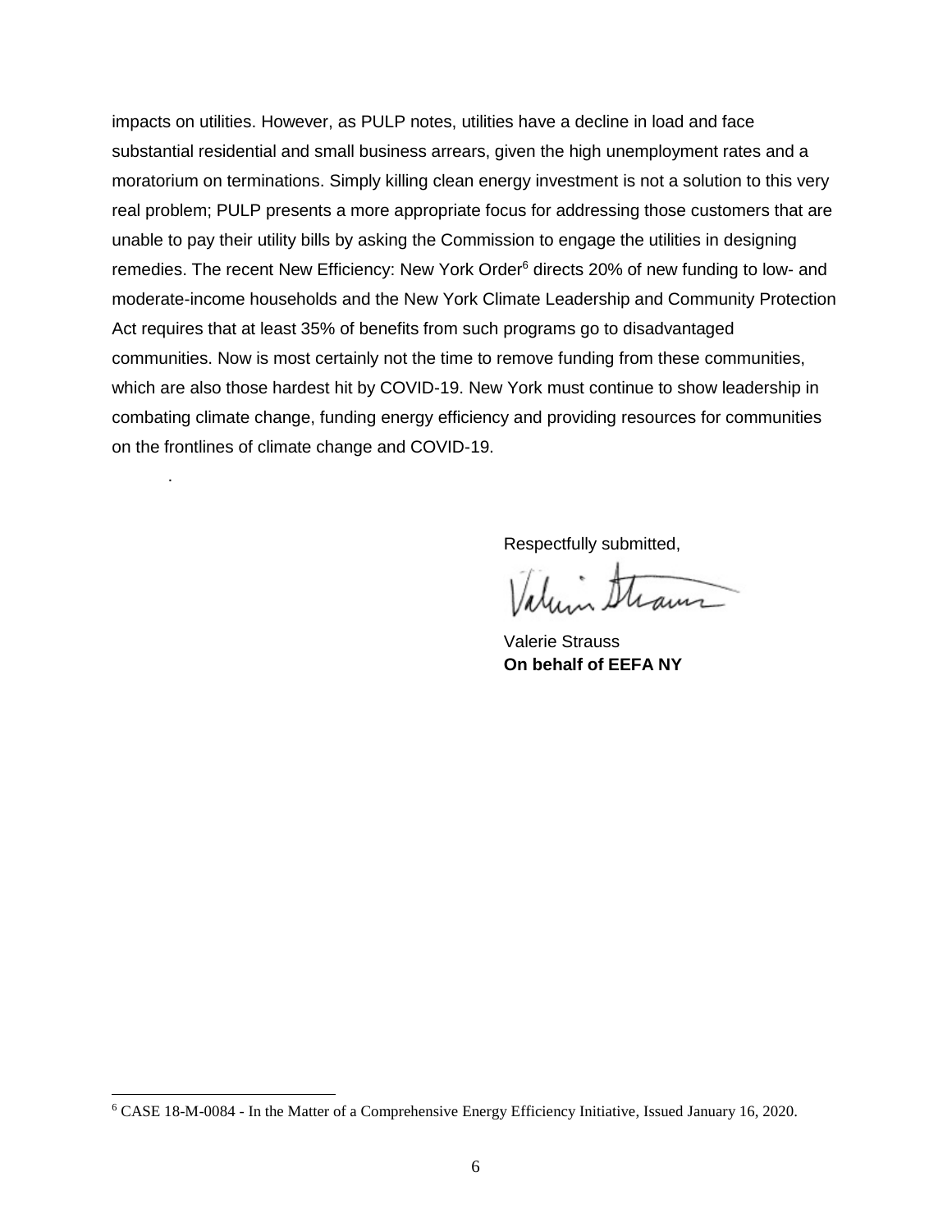impacts on utilities. However, as PULP notes, utilities have a decline in load and face substantial residential and small business arrears, given the high unemployment rates and a moratorium on terminations. Simply killing clean energy investment is not a solution to this very real problem; PULP presents a more appropriate focus for addressing those customers that are unable to pay their utility bills by asking the Commission to engage the utilities in designing remedies. The recent New Efficiency: New York Order[6] directs 20% of new funding to low- and moderate-income households and the New York Climate Leadership and Community Protection Act requires that at least 35% of benefits from such programs go to disadvantaged communities. Now is most certainly not the time to remove funding from these communities, which are also those hardest hit by COVID-19. New York must continue to show leadership in combating climate change, funding energy efficiency and providing resources for communities on the frontlines of climate change and COVID-19.

.

Respectfully submitted,

Valerie Strauss
**On behalf of EEFA NY**

[6] CASE 18-M-0084 - In the Matter of a Comprehensive Energy Efficiency Initiative, Issued January 16, 2020.